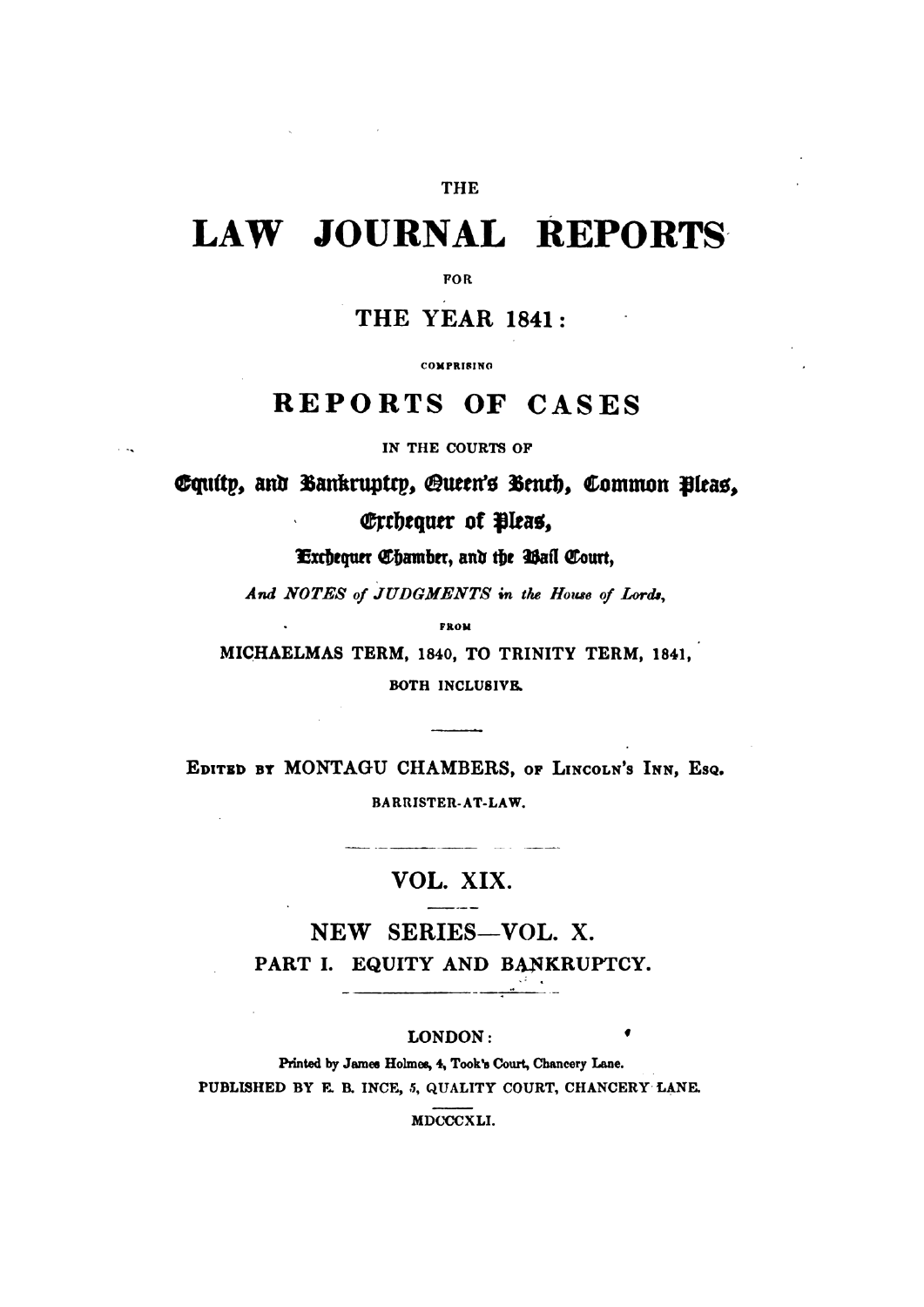THE

# LAW JOURNAL REPORTS

FOR

## THE YEAR 1841:

COMPRISING

## REPORTS OF CASES

IN THE COURTS OF

Equity, and Bankruptcy, Queen's Bench, Common Pleas,

Exchequer of Pleas,

Exchequer Chamber, and the Bail Court,

*And NOTES of JUDGMENTS in the House of Lords,*

FROM

MICHAELMAS TERM, 1840, TO TRINITY TERM, 1841,

BOTH INCLUSIVE.

---

EDITED BY MONTAGU CHAMBERS, OF LINCOLN'S INN, ESQ.

BARRISTER-AT-LAW.

---

## VOL. XIX.

---

## NEW SERIES—VOL. X.

### PART I. EQUITY AND BANKRUPTCY.

---

LONDON:

Printed by James Holmes, 4, Took's Court, Chancery Lane.

PUBLISHED BY E. B. INCE, 5, QUALITY COURT, CHANCERY LANE.

---

MDCCCXLI.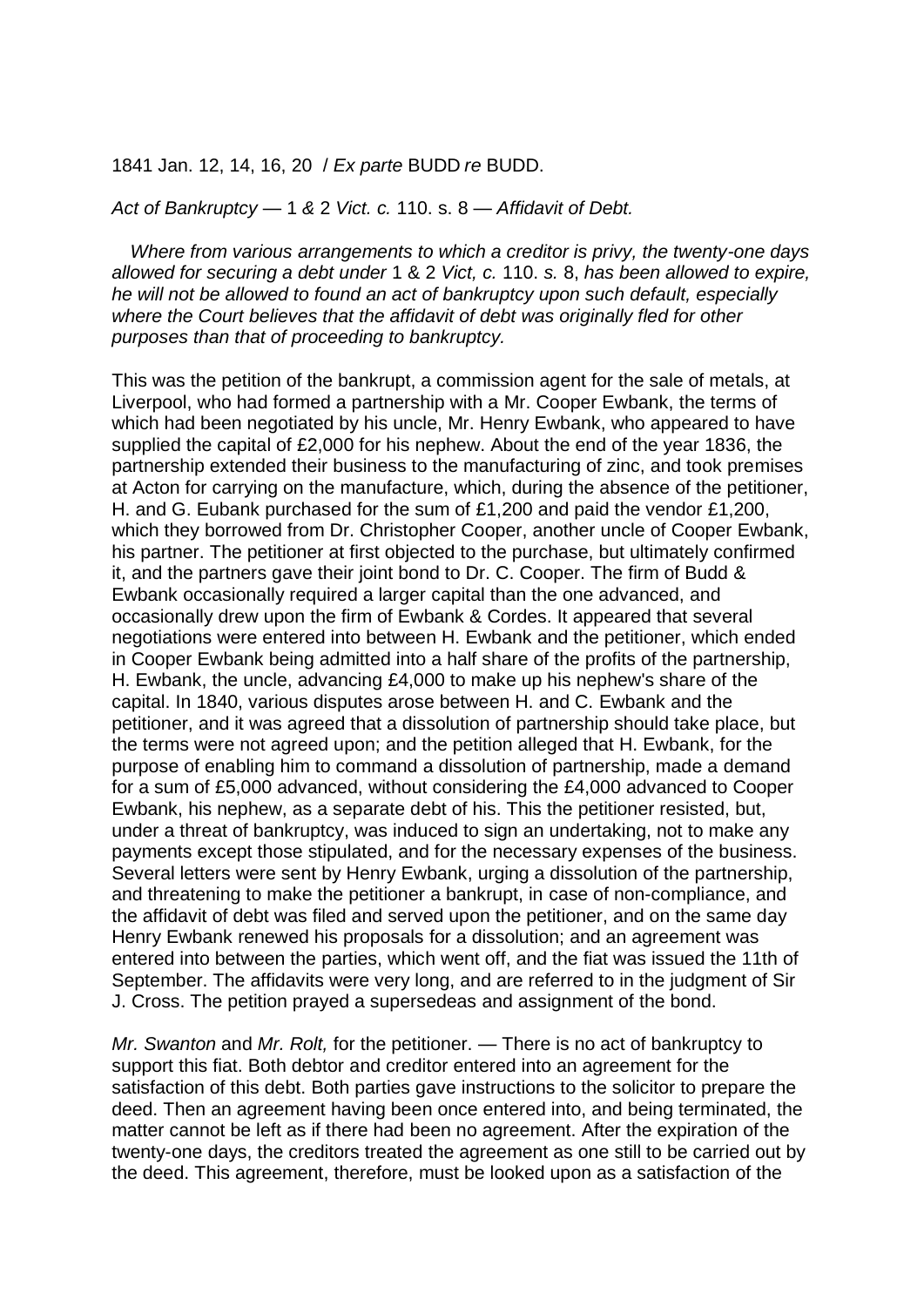1841 Jan. 12, 14, 16, 20 / *Ex parte* BUDD *re* BUDD.

*Act of Bankruptcy* — 1 *&* 2 *Vict. c.* 110. s. 8 — *Affidavit of Debt.*

*Where from various arrangements to which a creditor is privy, the twenty-one days allowed for securing a debt under* 1 & 2 *Vict, c.* 110. *s.* 8, *has been allowed to expire, he will not be allowed to found an act of bankruptcy upon such default, especially where the Court believes that the affidavit of debt was originally fled for other purposes than that of proceeding to bankruptcy.*

This was the petition of the bankrupt, a commission agent for the sale of metals, at Liverpool, who had formed a partnership with a Mr. Cooper Ewbank, the terms of which had been negotiated by his uncle, Mr. Henry Ewbank, who appeared to have supplied the capital of £2,000 for his nephew. About the end of the year 1836, the partnership extended their business to the manufacturing of zinc, and took premises at Acton for carrying on the manufacture, which, during the absence of the petitioner, H. and G. Eubank purchased for the sum of £1,200 and paid the vendor £1,200, which they borrowed from Dr. Christopher Cooper, another uncle of Cooper Ewbank, his partner. The petitioner at first objected to the purchase, but ultimately confirmed it, and the partners gave their joint bond to Dr. C. Cooper. The firm of Budd & Ewbank occasionally required a larger capital than the one advanced, and occasionally drew upon the firm of Ewbank & Cordes. It appeared that several negotiations were entered into between H. Ewbank and the petitioner, which ended in Cooper Ewbank being admitted into a half share of the profits of the partnership, H. Ewbank, the uncle, advancing £4,000 to make up his nephew's share of the capital. In 1840, various disputes arose between H. and C. Ewbank and the petitioner, and it was agreed that a dissolution of partnership should take place, but the terms were not agreed upon; and the petition alleged that H. Ewbank, for the purpose of enabling him to command a dissolution of partnership, made a demand for a sum of £5,000 advanced, without considering the £4,000 advanced to Cooper Ewbank, his nephew, as a separate debt of his. This the petitioner resisted, but, under a threat of bankruptcy, was induced to sign an undertaking, not to make any payments except those stipulated, and for the necessary expenses of the business. Several letters were sent by Henry Ewbank, urging a dissolution of the partnership, and threatening to make the petitioner a bankrupt, in case of non-compliance, and the affidavit of debt was filed and served upon the petitioner, and on the same day Henry Ewbank renewed his proposals for a dissolution; and an agreement was entered into between the parties, which went off, and the fiat was issued the 11th of September. The affidavits were very long, and are referred to in the judgment of Sir J. Cross. The petition prayed a supersedeas and assignment of the bond.

*Mr. Swanton* and *Mr. Rolt,* for the petitioner. — There is no act of bankruptcy to support this fiat. Both debtor and creditor entered into an agreement for the satisfaction of this debt. Both parties gave instructions to the solicitor to prepare the deed. Then an agreement having been once entered into, and being terminated, the matter cannot be left as if there had been no agreement. After the expiration of the twenty-one days, the creditors treated the agreement as one still to be carried out by the deed. This agreement, therefore, must be looked upon as a satisfaction of the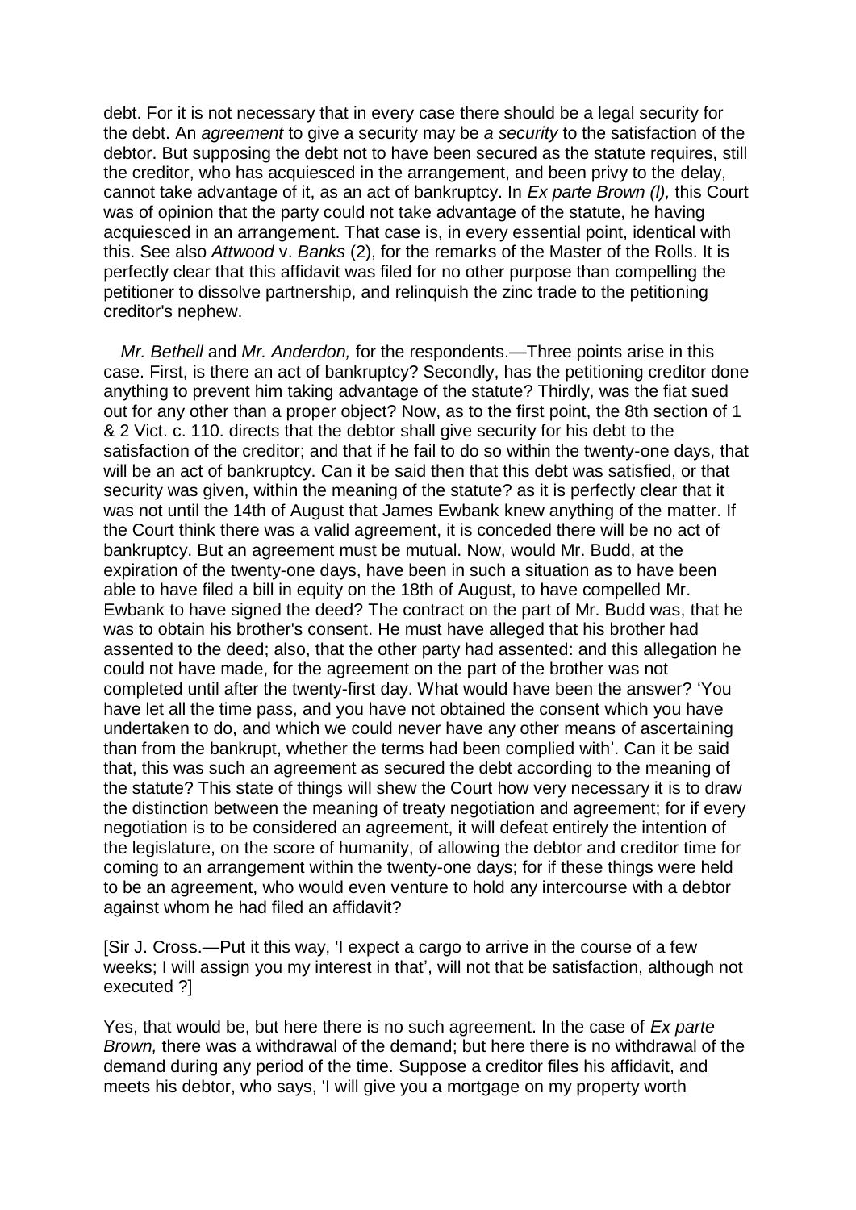debt. For it is not necessary that in every case there should be a legal security for the debt. An *agreement* to give a security may be *a security* to the satisfaction of the debtor. But supposing the debt not to have been secured as the statute requires, still the creditor, who has acquiesced in the arrangement, and been privy to the delay, cannot take advantage of it, as an act of bankruptcy. In *Ex parte Brown (l),* this Court was of opinion that the party could not take advantage of the statute, he having acquiesced in an arrangement. That case is, in every essential point, identical with this. See also *Attwood* v. *Banks* (2), for the remarks of the Master of the Rolls. It is perfectly clear that this affidavit was filed for no other purpose than compelling the petitioner to dissolve partnership, and relinquish the zinc trade to the petitioning creditor's nephew.

*Mr. Bethell* and *Mr. Anderdon,* for the respondents.—Three points arise in this case. First, is there an act of bankruptcy? Secondly, has the petitioning creditor done anything to prevent him taking advantage of the statute? Thirdly, was the fiat sued out for any other than a proper object? Now, as to the first point, the 8th section of 1 & 2 Vict. c. 110. directs that the debtor shall give security for his debt to the satisfaction of the creditor; and that if he fail to do so within the twenty-one days, that will be an act of bankruptcy. Can it be said then that this debt was satisfied, or that security was given, within the meaning of the statute? as it is perfectly clear that it was not until the 14th of August that James Ewbank knew anything of the matter. If the Court think there was a valid agreement, it is conceded there will be no act of bankruptcy. But an agreement must be mutual. Now, would Mr. Budd, at the expiration of the twenty-one days, have been in such a situation as to have been able to have filed a bill in equity on the 18th of August, to have compelled Mr. Ewbank to have signed the deed? The contract on the part of Mr. Budd was, that he was to obtain his brother's consent. He must have alleged that his brother had assented to the deed; also, that the other party had assented: and this allegation he could not have made, for the agreement on the part of the brother was not completed until after the twenty-first day. What would have been the answer? 'You have let all the time pass, and you have not obtained the consent which you have undertaken to do, and which we could never have any other means of ascertaining than from the bankrupt, whether the terms had been complied with'. Can it be said that, this was such an agreement as secured the debt according to the meaning of the statute? This state of things will shew the Court how very necessary it is to draw the distinction between the meaning of treaty negotiation and agreement; for if every negotiation is to be considered an agreement, it will defeat entirely the intention of the legislature, on the score of humanity, of allowing the debtor and creditor time for coming to an arrangement within the twenty-one days; for if these things were held to be an agreement, who would even venture to hold any intercourse with a debtor against whom he had filed an affidavit?

[Sir J. Cross.—Put it this way, 'I expect a cargo to arrive in the course of a few weeks; I will assign you my interest in that', will not that be satisfaction, although not executed ?]

Yes, that would be, but here there is no such agreement. In the case of *Ex parte Brown,* there was a withdrawal of the demand; but here there is no withdrawal of the demand during any period of the time. Suppose a creditor files his affidavit, and meets his debtor, who says, 'I will give you a mortgage on my property worth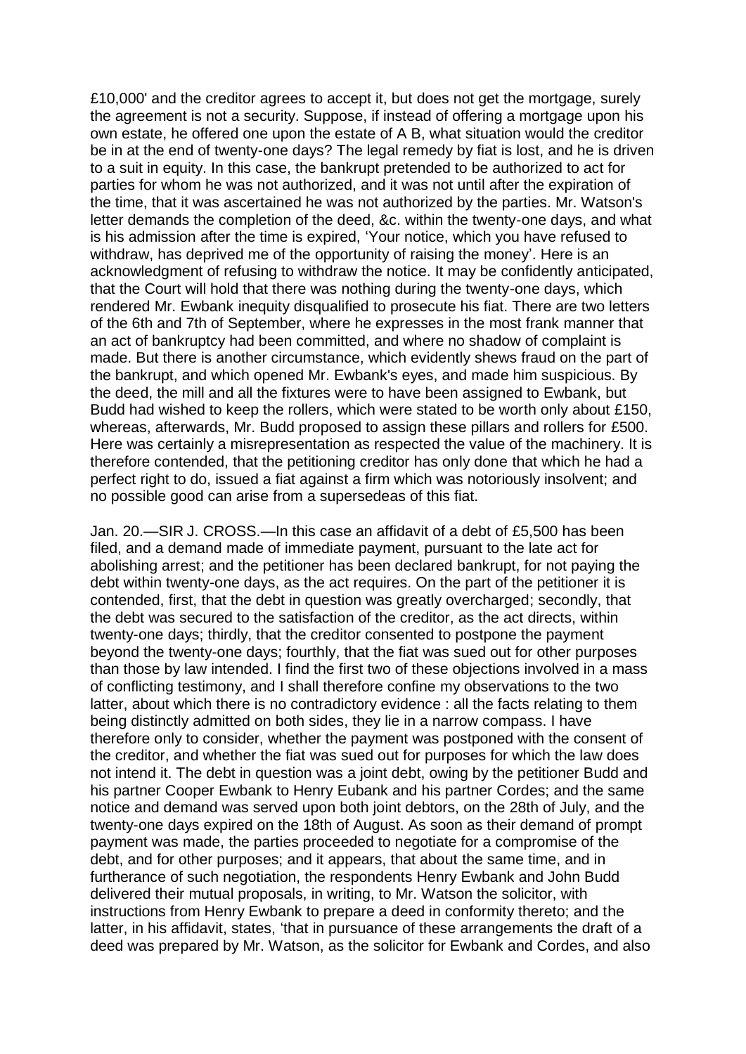£10,000' and the creditor agrees to accept it, but does not get the mortgage, surely the agreement is not a security. Suppose, if instead of offering a mortgage upon his own estate, he offered one upon the estate of A B, what situation would the creditor be in at the end of twenty-one days? The legal remedy by fiat is lost, and he is driven to a suit in equity. In this case, the bankrupt pretended to be authorized to act for parties for whom he was not authorized, and it was not until after the expiration of the time, that it was ascertained he was not authorized by the parties. Mr. Watson's letter demands the completion of the deed, &c. within the twenty-one days, and what is his admission after the time is expired, 'Your notice, which you have refused to withdraw, has deprived me of the opportunity of raising the money'. Here is an acknowledgment of refusing to withdraw the notice. It may be confidently anticipated, that the Court will hold that there was nothing during the twenty-one days, which rendered Mr. Ewbank inequity disqualified to prosecute his fiat. There are two letters of the 6th and 7th of September, where he expresses in the most frank manner that an act of bankruptcy had been committed, and where no shadow of complaint is made. But there is another circumstance, which evidently shews fraud on the part of the bankrupt, and which opened Mr. Ewbank's eyes, and made him suspicious. By the deed, the mill and all the fixtures were to have been assigned to Ewbank, but Budd had wished to keep the rollers, which were stated to be worth only about £150, whereas, afterwards, Mr. Budd proposed to assign these pillars and rollers for £500. Here was certainly a misrepresentation as respected the value of the machinery. It is therefore contended, that the petitioning creditor has only done that which he had a perfect right to do, issued a fiat against a firm which was notoriously insolvent; and no possible good can arise from a supersedeas of this fiat.

Jan. 20.—SIR J. CROSS.—In this case an affidavit of a debt of £5,500 has been filed, and a demand made of immediate payment, pursuant to the late act for abolishing arrest; and the petitioner has been declared bankrupt, for not paying the debt within twenty-one days, as the act requires. On the part of the petitioner it is contended, first, that the debt in question was greatly overcharged; secondly, that the debt was secured to the satisfaction of the creditor, as the act directs, within twenty-one days; thirdly, that the creditor consented to postpone the payment beyond the twenty-one days; fourthly, that the fiat was sued out for other purposes than those by law intended. I find the first two of these objections involved in a mass of conflicting testimony, and I shall therefore confine my observations to the two latter, about which there is no contradictory evidence : all the facts relating to them being distinctly admitted on both sides, they lie in a narrow compass. I have therefore only to consider, whether the payment was postponed with the consent of the creditor, and whether the fiat was sued out for purposes for which the law does not intend it. The debt in question was a joint debt, owing by the petitioner Budd and his partner Cooper Ewbank to Henry Eubank and his partner Cordes; and the same notice and demand was served upon both joint debtors, on the 28th of July, and the twenty-one days expired on the 18th of August. As soon as their demand of prompt payment was made, the parties proceeded to negotiate for a compromise of the debt, and for other purposes; and it appears, that about the same time, and in furtherance of such negotiation, the respondents Henry Ewbank and John Budd delivered their mutual proposals, in writing, to Mr. Watson the solicitor, with instructions from Henry Ewbank to prepare a deed in conformity thereto; and the latter, in his affidavit, states, 'that in pursuance of these arrangements the draft of a deed was prepared by Mr. Watson, as the solicitor for Ewbank and Cordes, and also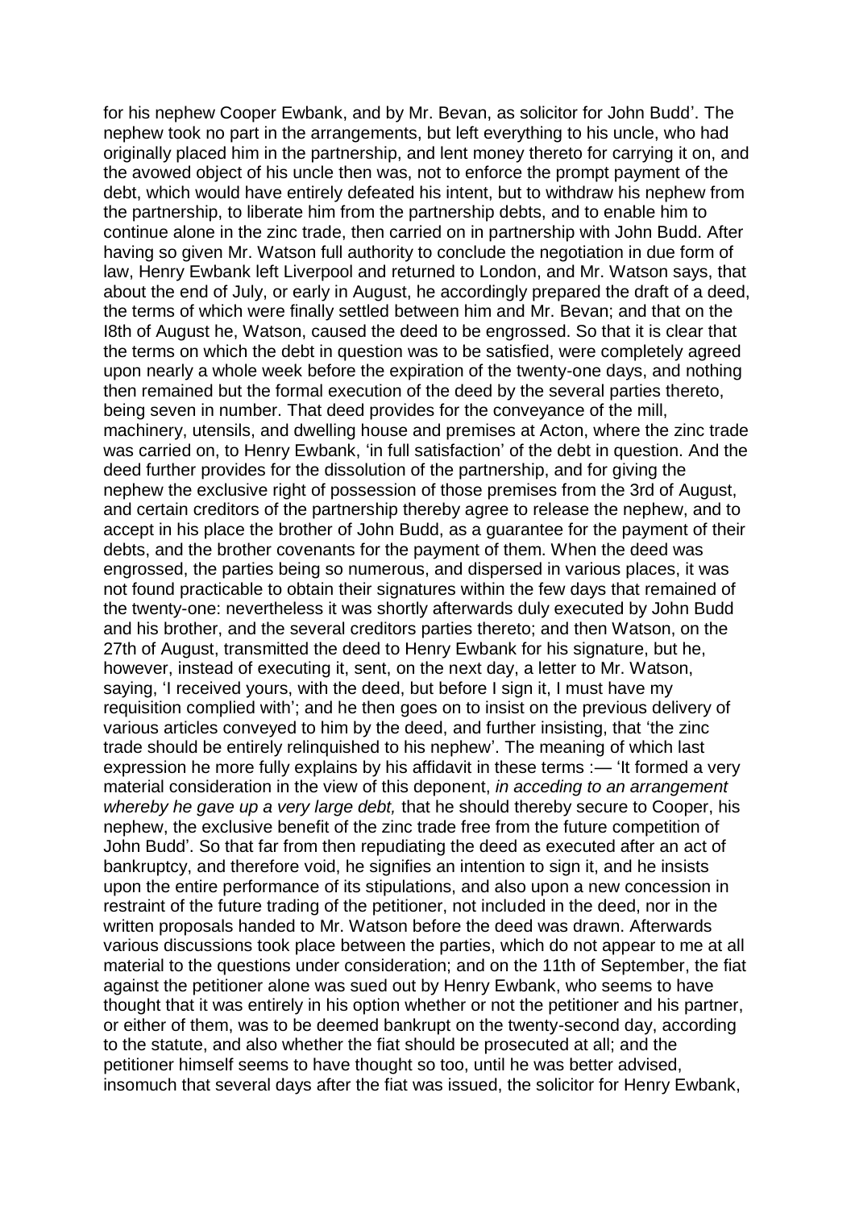for his nephew Cooper Ewbank, and by Mr. Bevan, as solicitor for John Budd'. The nephew took no part in the arrangements, but left everything to his uncle, who had originally placed him in the partnership, and lent money thereto for carrying it on, and the avowed object of his uncle then was, not to enforce the prompt payment of the debt, which would have entirely defeated his intent, but to withdraw his nephew from the partnership, to liberate him from the partnership debts, and to enable him to continue alone in the zinc trade, then carried on in partnership with John Budd. After having so given Mr. Watson full authority to conclude the negotiation in due form of law, Henry Ewbank left Liverpool and returned to London, and Mr. Watson says, that about the end of July, or early in August, he accordingly prepared the draft of a deed, the terms of which were finally settled between him and Mr. Bevan; and that on the I8th of August he, Watson, caused the deed to be engrossed. So that it is clear that the terms on which the debt in question was to be satisfied, were completely agreed upon nearly a whole week before the expiration of the twenty-one days, and nothing then remained but the formal execution of the deed by the several parties thereto, being seven in number. That deed provides for the conveyance of the mill, machinery, utensils, and dwelling house and premises at Acton, where the zinc trade was carried on, to Henry Ewbank, 'in full satisfaction' of the debt in question. And the deed further provides for the dissolution of the partnership, and for giving the nephew the exclusive right of possession of those premises from the 3rd of August, and certain creditors of the partnership thereby agree to release the nephew, and to accept in his place the brother of John Budd, as a guarantee for the payment of their debts, and the brother covenants for the payment of them. When the deed was engrossed, the parties being so numerous, and dispersed in various places, it was not found practicable to obtain their signatures within the few days that remained of the twenty-one: nevertheless it was shortly afterwards duly executed by John Budd and his brother, and the several creditors parties thereto; and then Watson, on the 27th of August, transmitted the deed to Henry Ewbank for his signature, but he, however, instead of executing it, sent, on the next day, a letter to Mr. Watson, saying, 'I received yours, with the deed, but before I sign it, I must have my requisition complied with'; and he then goes on to insist on the previous delivery of various articles conveyed to him by the deed, and further insisting, that 'the zinc trade should be entirely relinquished to his nephew'. The meaning of which last expression he more fully explains by his affidavit in these terms :— 'It formed a very material consideration in the view of this deponent, *in acceding to an arrangement whereby he gave up a very large debt,* that he should thereby secure to Cooper, his nephew, the exclusive benefit of the zinc trade free from the future competition of John Budd'. So that far from then repudiating the deed as executed after an act of bankruptcy, and therefore void, he signifies an intention to sign it, and he insists upon the entire performance of its stipulations, and also upon a new concession in restraint of the future trading of the petitioner, not included in the deed, nor in the written proposals handed to Mr. Watson before the deed was drawn. Afterwards various discussions took place between the parties, which do not appear to me at all material to the questions under consideration; and on the 11th of September, the fiat against the petitioner alone was sued out by Henry Ewbank, who seems to have thought that it was entirely in his option whether or not the petitioner and his partner, or either of them, was to be deemed bankrupt on the twenty-second day, according to the statute, and also whether the fiat should be prosecuted at all; and the petitioner himself seems to have thought so too, until he was better advised, insomuch that several days after the fiat was issued, the solicitor for Henry Ewbank,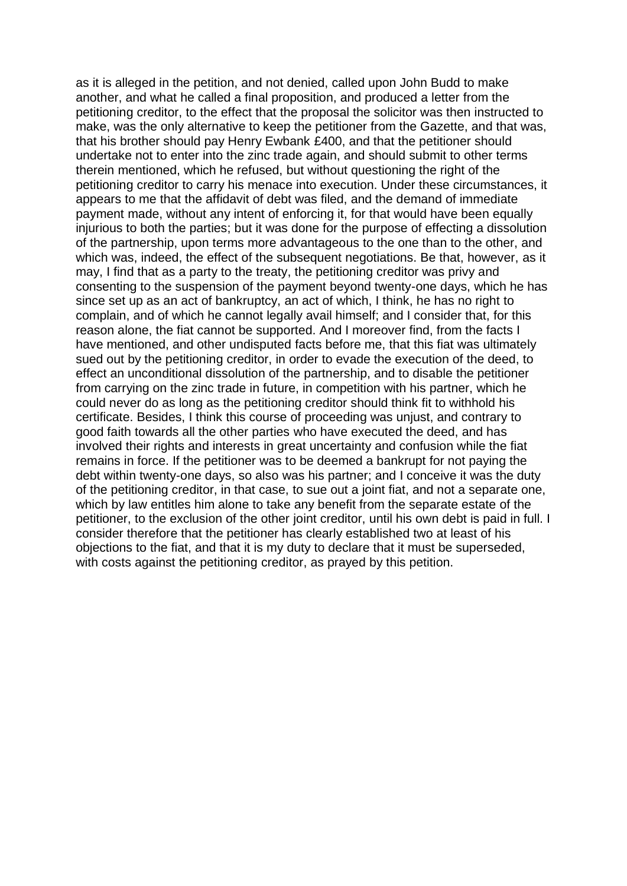as it is alleged in the petition, and not denied, called upon John Budd to make another, and what he called a final proposition, and produced a letter from the petitioning creditor, to the effect that the proposal the solicitor was then instructed to make, was the only alternative to keep the petitioner from the Gazette, and that was, that his brother should pay Henry Ewbank £400, and that the petitioner should undertake not to enter into the zinc trade again, and should submit to other terms therein mentioned, which he refused, but without questioning the right of the petitioning creditor to carry his menace into execution. Under these circumstances, it appears to me that the affidavit of debt was filed, and the demand of immediate payment made, without any intent of enforcing it, for that would have been equally injurious to both the parties; but it was done for the purpose of effecting a dissolution of the partnership, upon terms more advantageous to the one than to the other, and which was, indeed, the effect of the subsequent negotiations. Be that, however, as it may, I find that as a party to the treaty, the petitioning creditor was privy and consenting to the suspension of the payment beyond twenty-one days, which he has since set up as an act of bankruptcy, an act of which, I think, he has no right to complain, and of which he cannot legally avail himself; and I consider that, for this reason alone, the fiat cannot be supported. And I moreover find, from the facts I have mentioned, and other undisputed facts before me, that this fiat was ultimately sued out by the petitioning creditor, in order to evade the execution of the deed, to effect an unconditional dissolution of the partnership, and to disable the petitioner from carrying on the zinc trade in future, in competition with his partner, which he could never do as long as the petitioning creditor should think fit to withhold his certificate. Besides, I think this course of proceeding was unjust, and contrary to good faith towards all the other parties who have executed the deed, and has involved their rights and interests in great uncertainty and confusion while the fiat remains in force. If the petitioner was to be deemed a bankrupt for not paying the debt within twenty-one days, so also was his partner; and I conceive it was the duty of the petitioning creditor, in that case, to sue out a joint fiat, and not a separate one, which by law entitles him alone to take any benefit from the separate estate of the petitioner, to the exclusion of the other joint creditor, until his own debt is paid in full. I consider therefore that the petitioner has clearly established two at least of his objections to the fiat, and that it is my duty to declare that it must be superseded, with costs against the petitioning creditor, as prayed by this petition.